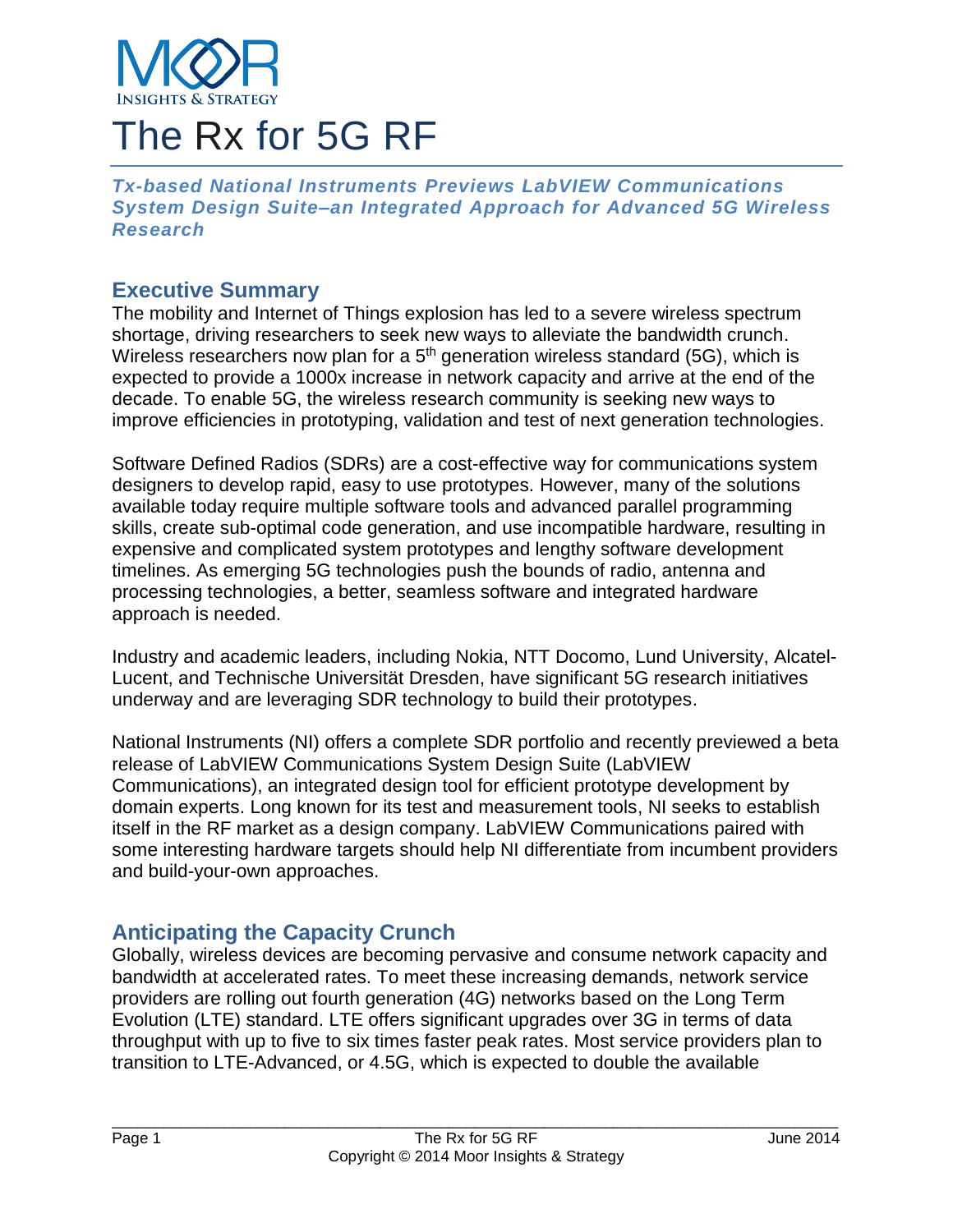# The Rx for 5G RF

***Tx-based National Instruments Previews LabVIEW Communications System Design Suite–an Integrated Approach for Advanced 5G Wireless Research***

## Executive Summary

The mobility and Internet of Things explosion has led to a severe wireless spectrum shortage, driving researchers to seek new ways to alleviate the bandwidth crunch. Wireless researchers now plan for a 5th generation wireless standard (5G), which is expected to provide a 1000x increase in network capacity and arrive at the end of the decade. To enable 5G, the wireless research community is seeking new ways to improve efficiencies in prototyping, validation and test of next generation technologies.

Software Defined Radios (SDRs) are a cost-effective way for communications system designers to develop rapid, easy to use prototypes. However, many of the solutions available today require multiple software tools and advanced parallel programming skills, create sub-optimal code generation, and use incompatible hardware, resulting in expensive and complicated system prototypes and lengthy software development timelines. As emerging 5G technologies push the bounds of radio, antenna and processing technologies, a better, seamless software and integrated hardware approach is needed.

Industry and academic leaders, including Nokia, NTT Docomo, Lund University, Alcatel-Lucent, and Technische Universität Dresden, have significant 5G research initiatives underway and are leveraging SDR technology to build their prototypes.

National Instruments (NI) offers a complete SDR portfolio and recently previewed a beta release of LabVIEW Communications System Design Suite (LabVIEW Communications), an integrated design tool for efficient prototype development by domain experts. Long known for its test and measurement tools, NI seeks to establish itself in the RF market as a design company. LabVIEW Communications paired with some interesting hardware targets should help NI differentiate from incumbent providers and build-your-own approaches.

## Anticipating the Capacity Crunch

Globally, wireless devices are becoming pervasive and consume network capacity and bandwidth at accelerated rates. To meet these increasing demands, network service providers are rolling out fourth generation (4G) networks based on the Long Term Evolution (LTE) standard. LTE offers significant upgrades over 3G in terms of data throughput with up to five to six times faster peak rates. Most service providers plan to transition to LTE-Advanced, or 4.5G, which is expected to double the available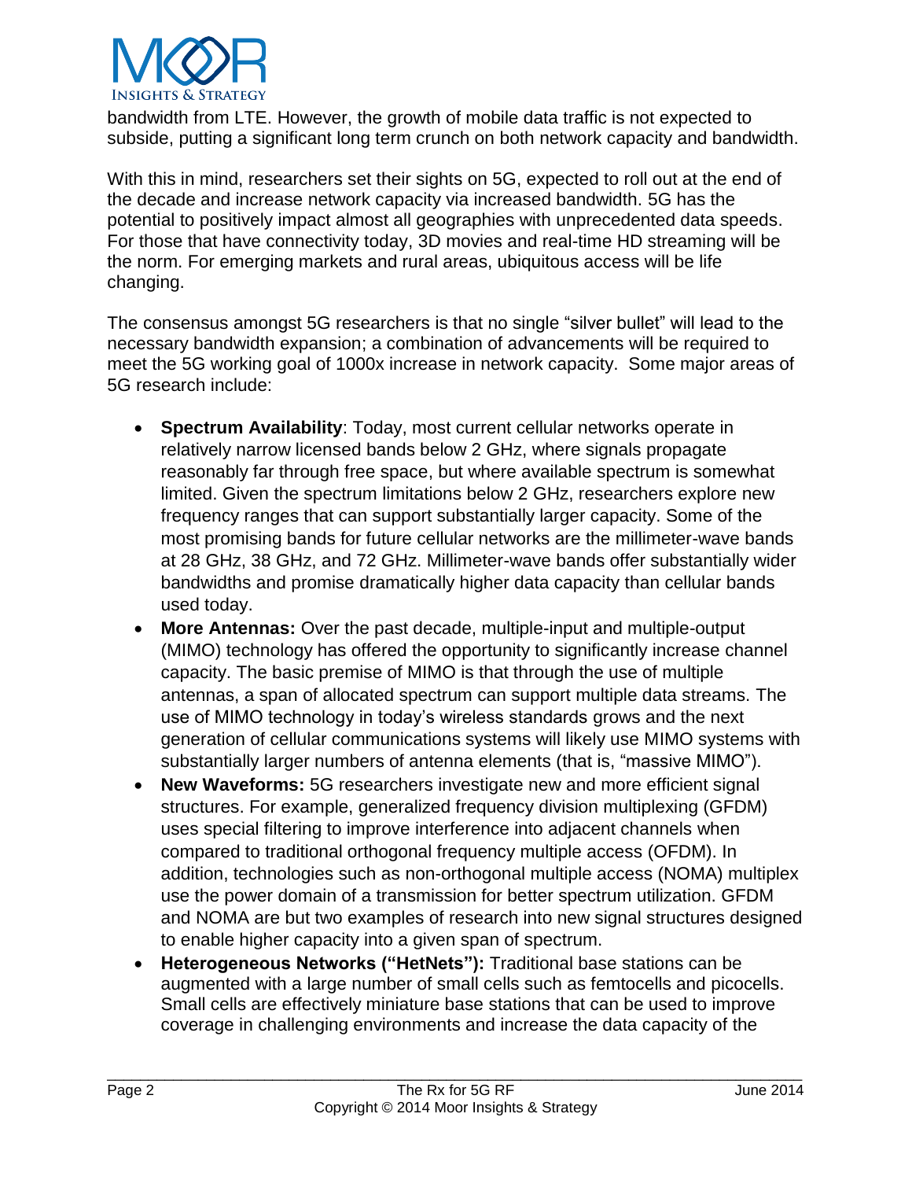bandwidth from LTE. However, the growth of mobile data traffic is not expected to subside, putting a significant long term crunch on both network capacity and bandwidth.

With this in mind, researchers set their sights on 5G, expected to roll out at the end of the decade and increase network capacity via increased bandwidth. 5G has the potential to positively impact almost all geographies with unprecedented data speeds. For those that have connectivity today, 3D movies and real-time HD streaming will be the norm. For emerging markets and rural areas, ubiquitous access will be life changing.

The consensus amongst 5G researchers is that no single "silver bullet" will lead to the necessary bandwidth expansion; a combination of advancements will be required to meet the 5G working goal of 1000x increase in network capacity. Some major areas of 5G research include:

- **Spectrum Availability**: Today, most current cellular networks operate in relatively narrow licensed bands below 2 GHz, where signals propagate reasonably far through free space, but where available spectrum is somewhat limited. Given the spectrum limitations below 2 GHz, researchers explore new frequency ranges that can support substantially larger capacity. Some of the most promising bands for future cellular networks are the millimeter-wave bands at 28 GHz, 38 GHz, and 72 GHz. Millimeter-wave bands offer substantially wider bandwidths and promise dramatically higher data capacity than cellular bands used today.
- **More Antennas:** Over the past decade, multiple-input and multiple-output (MIMO) technology has offered the opportunity to significantly increase channel capacity. The basic premise of MIMO is that through the use of multiple antennas, a span of allocated spectrum can support multiple data streams. The use of MIMO technology in today's wireless standards grows and the next generation of cellular communications systems will likely use MIMO systems with substantially larger numbers of antenna elements (that is, "massive MIMO").
- **New Waveforms:** 5G researchers investigate new and more efficient signal structures. For example, generalized frequency division multiplexing (GFDM) uses special filtering to improve interference into adjacent channels when compared to traditional orthogonal frequency multiple access (OFDM). In addition, technologies such as non-orthogonal multiple access (NOMA) multiplex use the power domain of a transmission for better spectrum utilization. GFDM and NOMA are but two examples of research into new signal structures designed to enable higher capacity into a given span of spectrum.
- **Heterogeneous Networks ("HetNets"):** Traditional base stations can be augmented with a large number of small cells such as femtocells and picocells. Small cells are effectively miniature base stations that can be used to improve coverage in challenging environments and increase the data capacity of the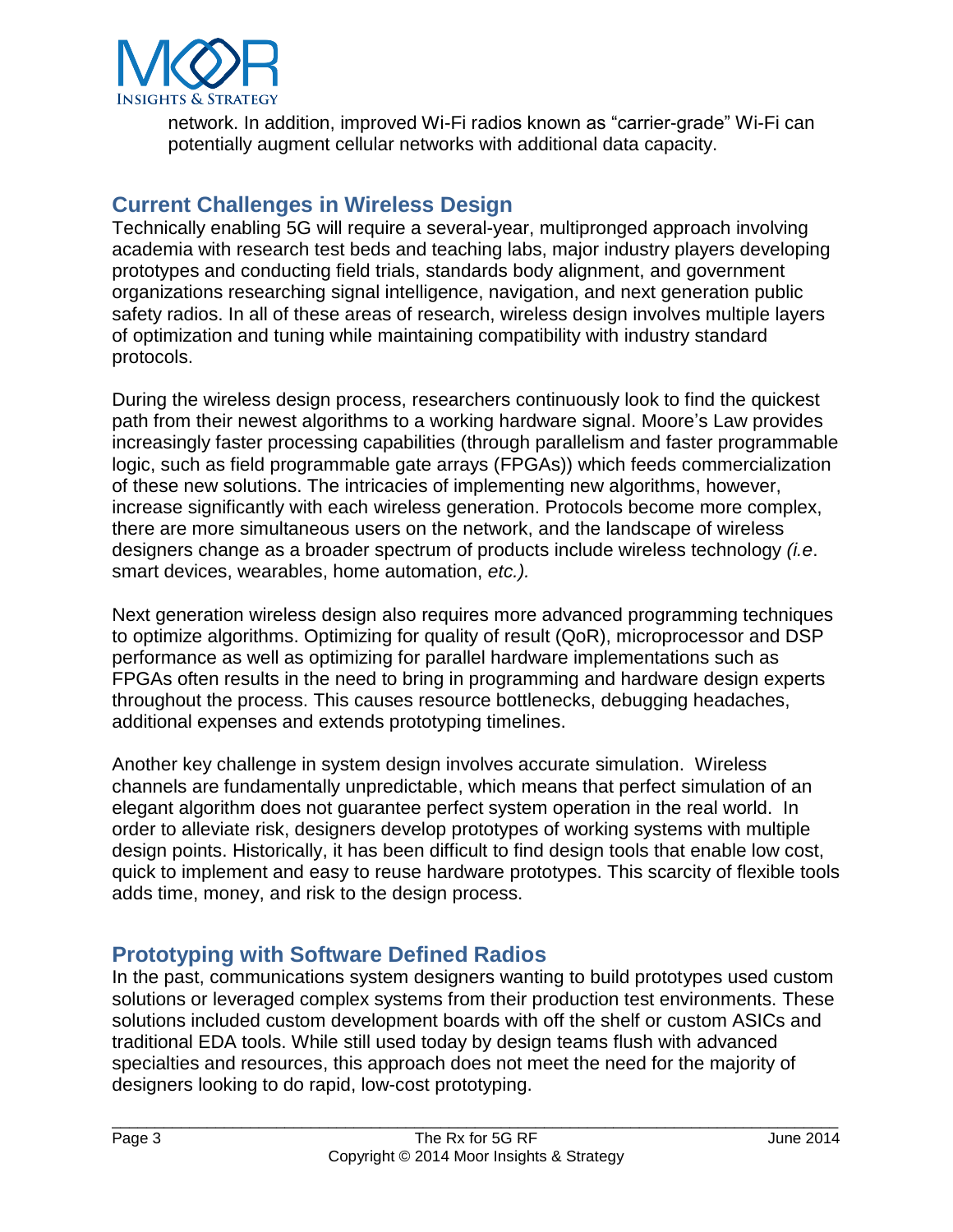network. In addition, improved Wi-Fi radios known as “carrier-grade” Wi-Fi can potentially augment cellular networks with additional data capacity.

## Current Challenges in Wireless Design

Technically enabling 5G will require a several-year, multipronged approach involving academia with research test beds and teaching labs, major industry players developing prototypes and conducting field trials, standards body alignment, and government organizations researching signal intelligence, navigation, and next generation public safety radios. In all of these areas of research, wireless design involves multiple layers of optimization and tuning while maintaining compatibility with industry standard protocols.

During the wireless design process, researchers continuously look to find the quickest path from their newest algorithms to a working hardware signal. Moore’s Law provides increasingly faster processing capabilities (through parallelism and faster programmable logic, such as field programmable gate arrays (FPGAs)) which feeds commercialization of these new solutions. The intricacies of implementing new algorithms, however, increase significantly with each wireless generation. Protocols become more complex, there are more simultaneous users on the network, and the landscape of wireless designers change as a broader spectrum of products include wireless technology *(i.e*. smart devices, wearables, home automation, *etc.).*

Next generation wireless design also requires more advanced programming techniques to optimize algorithms. Optimizing for quality of result (QoR), microprocessor and DSP performance as well as optimizing for parallel hardware implementations such as FPGAs often results in the need to bring in programming and hardware design experts throughout the process. This causes resource bottlenecks, debugging headaches, additional expenses and extends prototyping timelines.

Another key challenge in system design involves accurate simulation. Wireless channels are fundamentally unpredictable, which means that perfect simulation of an elegant algorithm does not guarantee perfect system operation in the real world. In order to alleviate risk, designers develop prototypes of working systems with multiple design points. Historically, it has been difficult to find design tools that enable low cost, quick to implement and easy to reuse hardware prototypes. This scarcity of flexible tools adds time, money, and risk to the design process.

## Prototyping with Software Defined Radios

In the past, communications system designers wanting to build prototypes used custom solutions or leveraged complex systems from their production test environments. These solutions included custom development boards with off the shelf or custom ASICs and traditional EDA tools. While still used today by design teams flush with advanced specialties and resources, this approach does not meet the need for the majority of designers looking to do rapid, low-cost prototyping.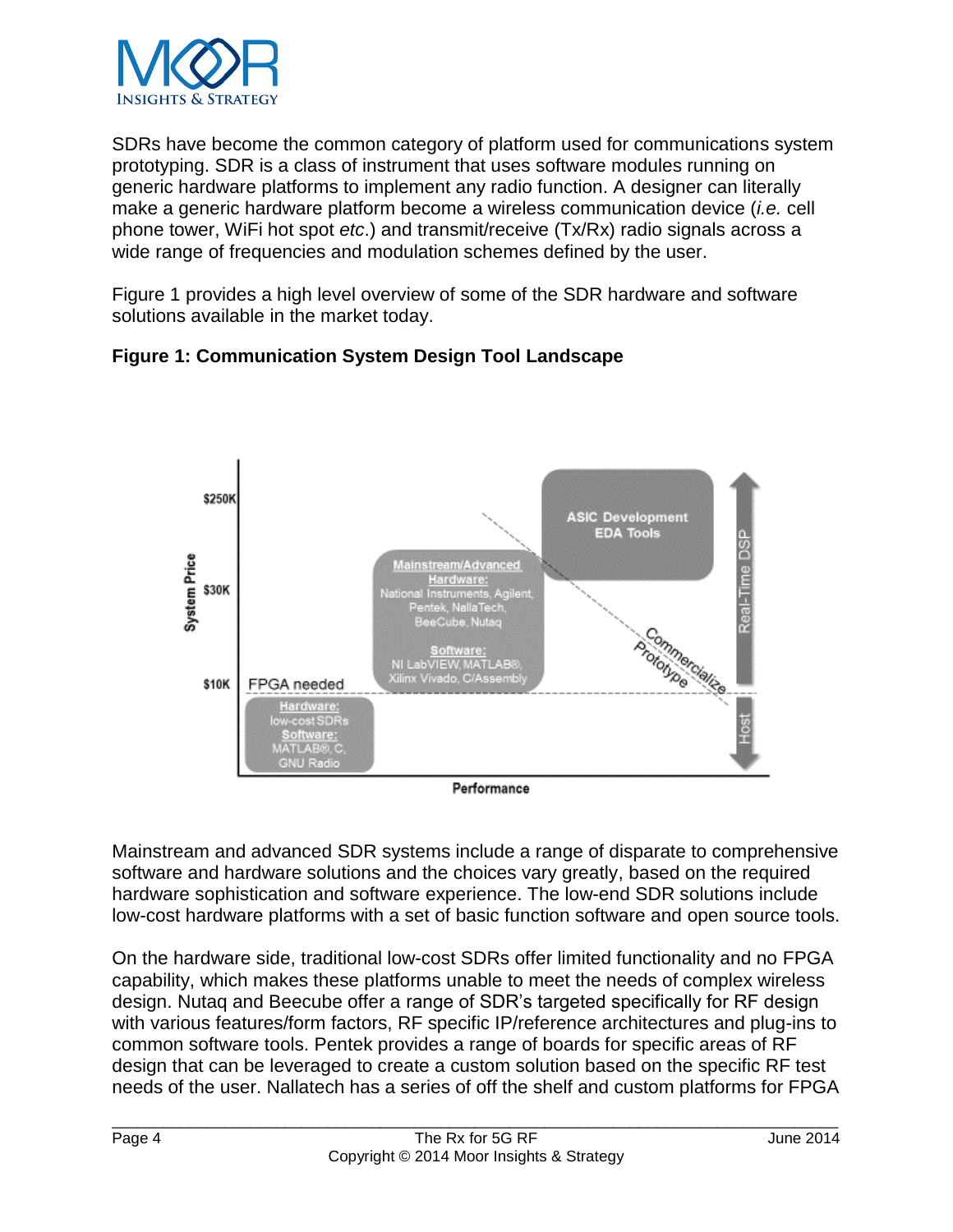SDRs have become the common category of platform used for communications system prototyping. SDR is a class of instrument that uses software modules running on generic hardware platforms to implement any radio function. A designer can literally make a generic hardware platform become a wireless communication device (*i.e.* cell phone tower, WiFi hot spot *etc*.) and transmit/receive (Tx/Rx) radio signals across a wide range of frequencies and modulation schemes defined by the user.

Figure 1 provides a high level overview of some of the SDR hardware and software solutions available in the market today.

**Figure 1: Communication System Design Tool Landscape**

Mainstream and advanced SDR systems include a range of disparate to comprehensive software and hardware solutions and the choices vary greatly, based on the required hardware sophistication and software experience. The low-end SDR solutions include low-cost hardware platforms with a set of basic function software and open source tools.

On the hardware side, traditional low-cost SDRs offer limited functionality and no FPGA capability, which makes these platforms unable to meet the needs of complex wireless design. Nutaq and Beecube offer a range of SDR's targeted specifically for RF design with various features/form factors, RF specific IP/reference architectures and plug-ins to common software tools. Pentek provides a range of boards for specific areas of RF design that can be leveraged to create a custom solution based on the specific RF test needs of the user. Nallatech has a series of off the shelf and custom platforms for FPGA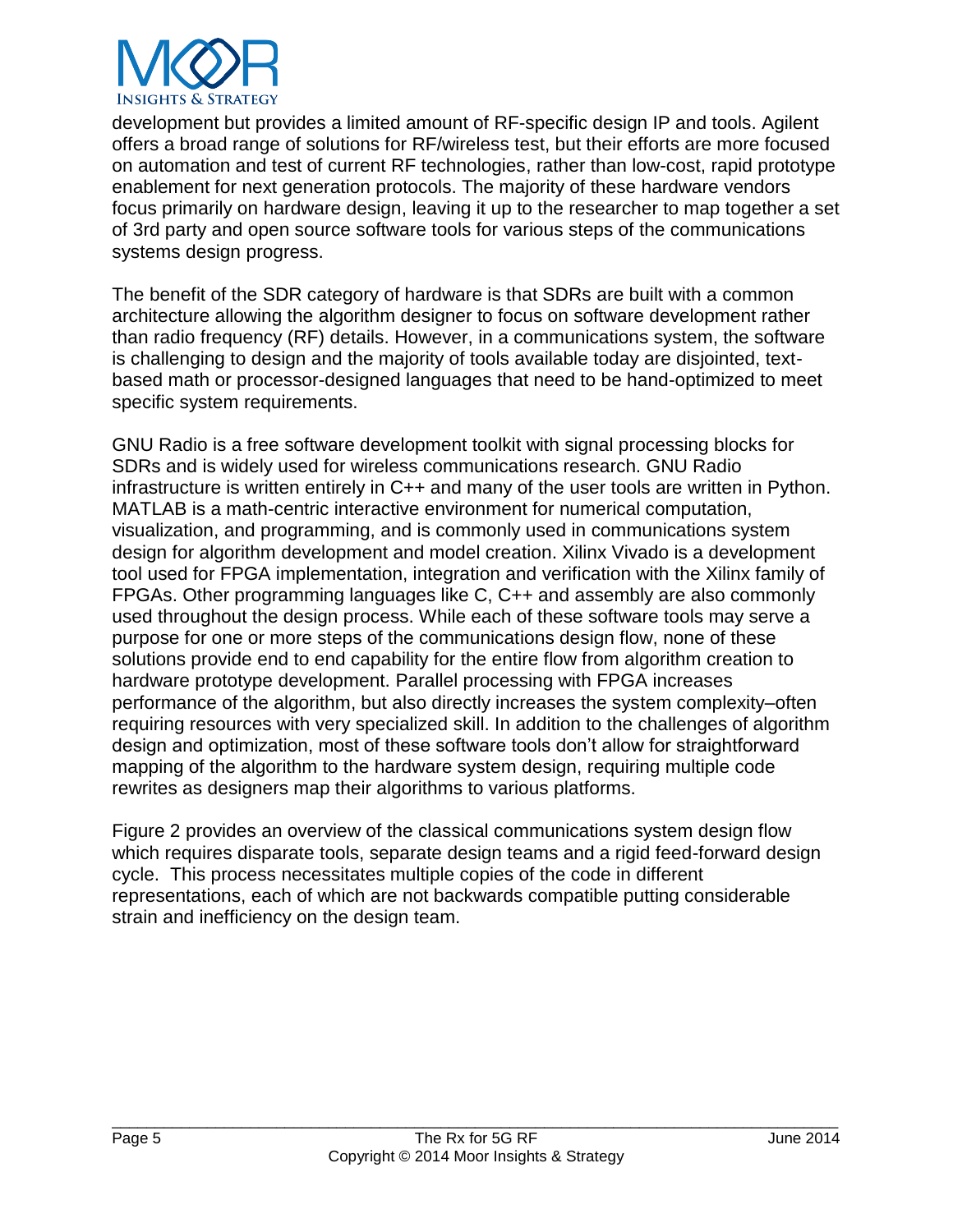development but provides a limited amount of RF-specific design IP and tools. Agilent offers a broad range of solutions for RF/wireless test, but their efforts are more focused on automation and test of current RF technologies, rather than low-cost, rapid prototype enablement for next generation protocols. The majority of these hardware vendors focus primarily on hardware design, leaving it up to the researcher to map together a set of 3rd party and open source software tools for various steps of the communications systems design progress.

The benefit of the SDR category of hardware is that SDRs are built with a common architecture allowing the algorithm designer to focus on software development rather than radio frequency (RF) details. However, in a communications system, the software is challenging to design and the majority of tools available today are disjointed, text-based math or processor-designed languages that need to be hand-optimized to meet specific system requirements.

GNU Radio is a free software development toolkit with signal processing blocks for SDRs and is widely used for wireless communications research. GNU Radio infrastructure is written entirely in C++ and many of the user tools are written in Python. MATLAB is a math-centric interactive environment for numerical computation, visualization, and programming, and is commonly used in communications system design for algorithm development and model creation. Xilinx Vivado is a development tool used for FPGA implementation, integration and verification with the Xilinx family of FPGAs. Other programming languages like C, C++ and assembly are also commonly used throughout the design process. While each of these software tools may serve a purpose for one or more steps of the communications design flow, none of these solutions provide end to end capability for the entire flow from algorithm creation to hardware prototype development. Parallel processing with FPGA increases performance of the algorithm, but also directly increases the system complexity–often requiring resources with very specialized skill. In addition to the challenges of algorithm design and optimization, most of these software tools don't allow for straightforward mapping of the algorithm to the hardware system design, requiring multiple code rewrites as designers map their algorithms to various platforms.

Figure 2 provides an overview of the classical communications system design flow which requires disparate tools, separate design teams and a rigid feed-forward design cycle. This process necessitates multiple copies of the code in different representations, each of which are not backwards compatible putting considerable strain and inefficiency on the design team.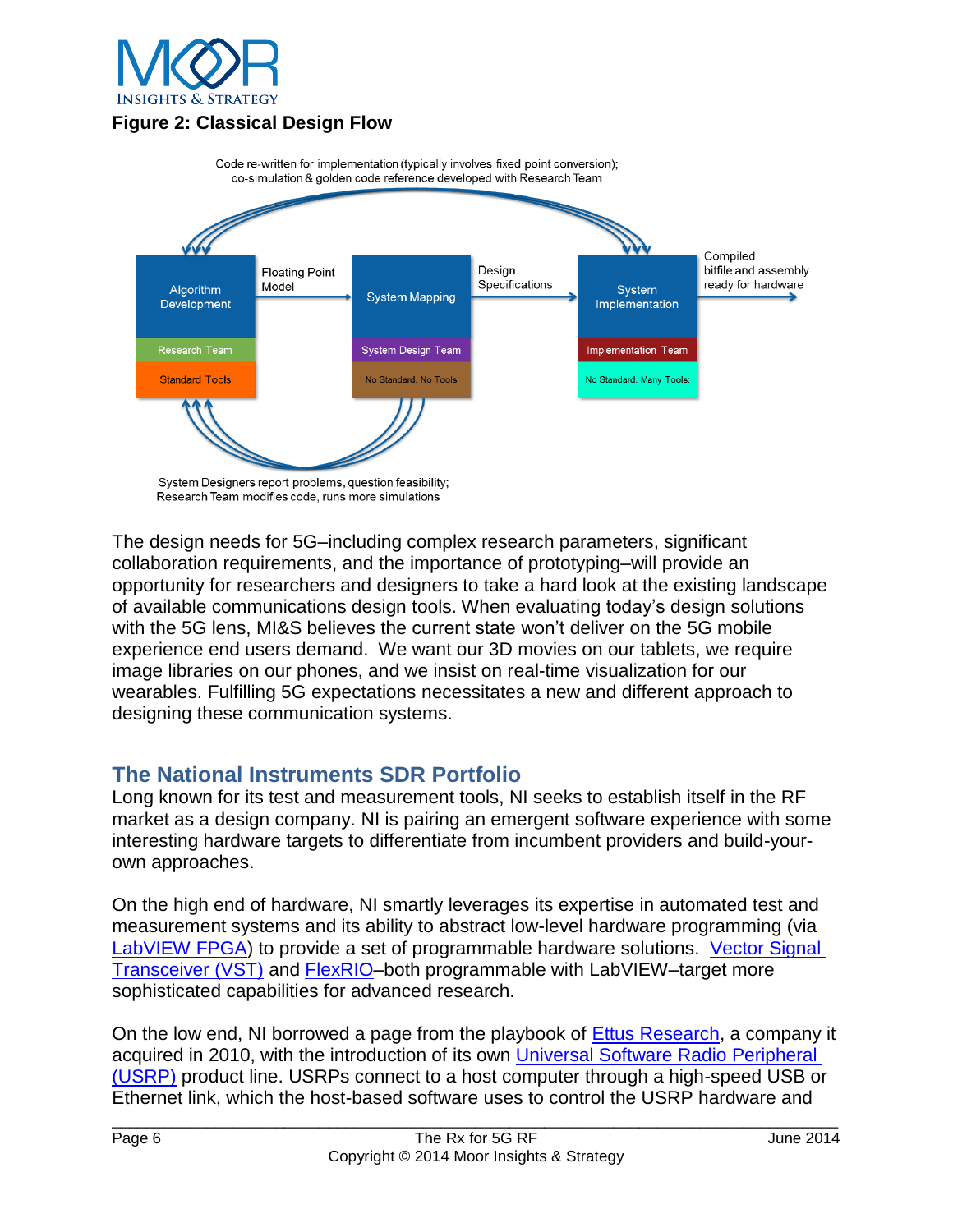**Figure 2: Classical Design Flow**

Code re-written for implementation (typically involves fixed point conversion); co-simulation & golden code reference developed with Research Team

| Algorithm Development | → Floating Point Model → | System Mapping | → Design Specifications → | System Implementation | → Compiled bitfile and assembly ready for hardware |
|---|---|---|---|---|---|
| Research Team | | System Design Team | | Implementation Team | |
| Standard Tools | | No Standard. No Tools | | No Standard. Many Tools. | |

System Designers report problems, question feasibility; Research Team modifies code, runs more simulations

The design needs for 5G–including complex research parameters, significant collaboration requirements, and the importance of prototyping–will provide an opportunity for researchers and designers to take a hard look at the existing landscape of available communications design tools. When evaluating today's design solutions with the 5G lens, MI&S believes the current state won't deliver on the 5G mobile experience end users demand. We want our 3D movies on our tablets, we require image libraries on our phones, and we insist on real-time visualization for our wearables. Fulfilling 5G expectations necessitates a new and different approach to designing these communication systems.

## The National Instruments SDR Portfolio

Long known for its test and measurement tools, NI seeks to establish itself in the RF market as a design company. NI is pairing an emergent software experience with some interesting hardware targets to differentiate from incumbent providers and build-your-own approaches.

On the high end of hardware, NI smartly leverages its expertise in automated test and measurement systems and its ability to abstract low-level hardware programming (via LabVIEW FPGA) to provide a set of programmable hardware solutions. Vector Signal Transceiver (VST) and FlexRIO–both programmable with LabVIEW–target more sophisticated capabilities for advanced research.

On the low end, NI borrowed a page from the playbook of Ettus Research, a company it acquired in 2010, with the introduction of its own Universal Software Radio Peripheral (USRP) product line. USRPs connect to a host computer through a high-speed USB or Ethernet link, which the host-based software uses to control the USRP hardware and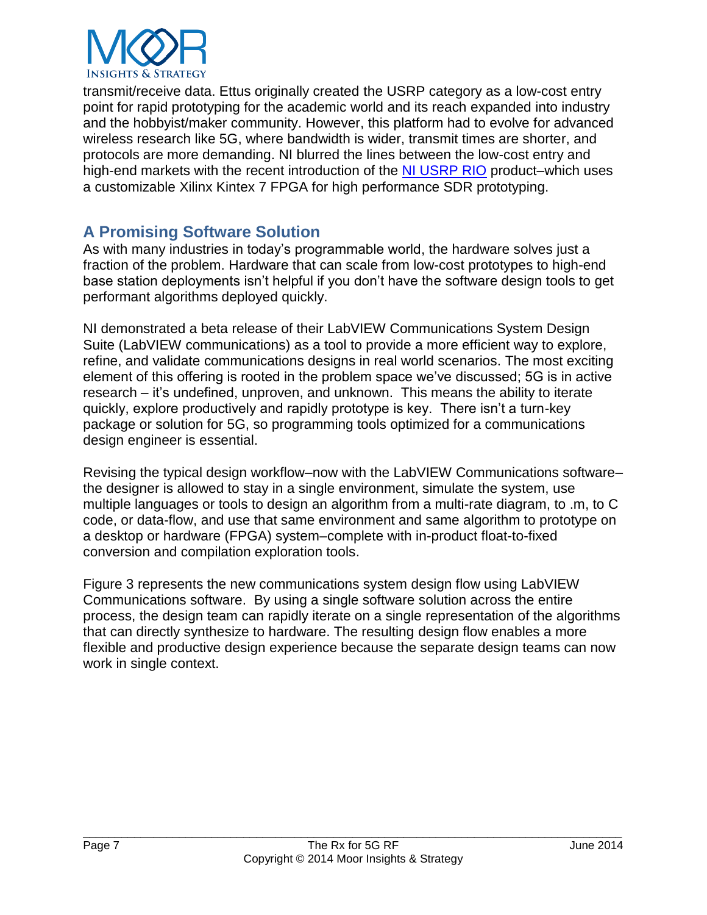transmit/receive data. Ettus originally created the USRP category as a low-cost entry point for rapid prototyping for the academic world and its reach expanded into industry and the hobbyist/maker community. However, this platform had to evolve for advanced wireless research like 5G, where bandwidth is wider, transmit times are shorter, and protocols are more demanding. NI blurred the lines between the low-cost entry and high-end markets with the recent introduction of the NI USRP RIO product–which uses a customizable Xilinx Kintex 7 FPGA for high performance SDR prototyping.

## A Promising Software Solution

As with many industries in today's programmable world, the hardware solves just a fraction of the problem. Hardware that can scale from low-cost prototypes to high-end base station deployments isn't helpful if you don't have the software design tools to get performant algorithms deployed quickly.

NI demonstrated a beta release of their LabVIEW Communications System Design Suite (LabVIEW communications) as a tool to provide a more efficient way to explore, refine, and validate communications designs in real world scenarios. The most exciting element of this offering is rooted in the problem space we've discussed; 5G is in active research – it's undefined, unproven, and unknown. This means the ability to iterate quickly, explore productively and rapidly prototype is key. There isn't a turn-key package or solution for 5G, so programming tools optimized for a communications design engineer is essential.

Revising the typical design workflow–now with the LabVIEW Communications software–the designer is allowed to stay in a single environment, simulate the system, use multiple languages or tools to design an algorithm from a multi-rate diagram, to .m, to C code, or data-flow, and use that same environment and same algorithm to prototype on a desktop or hardware (FPGA) system–complete with in-product float-to-fixed conversion and compilation exploration tools.

Figure 3 represents the new communications system design flow using LabVIEW Communications software. By using a single software solution across the entire process, the design team can rapidly iterate on a single representation of the algorithms that can directly synthesize to hardware. The resulting design flow enables a more flexible and productive design experience because the separate design teams can now work in single context.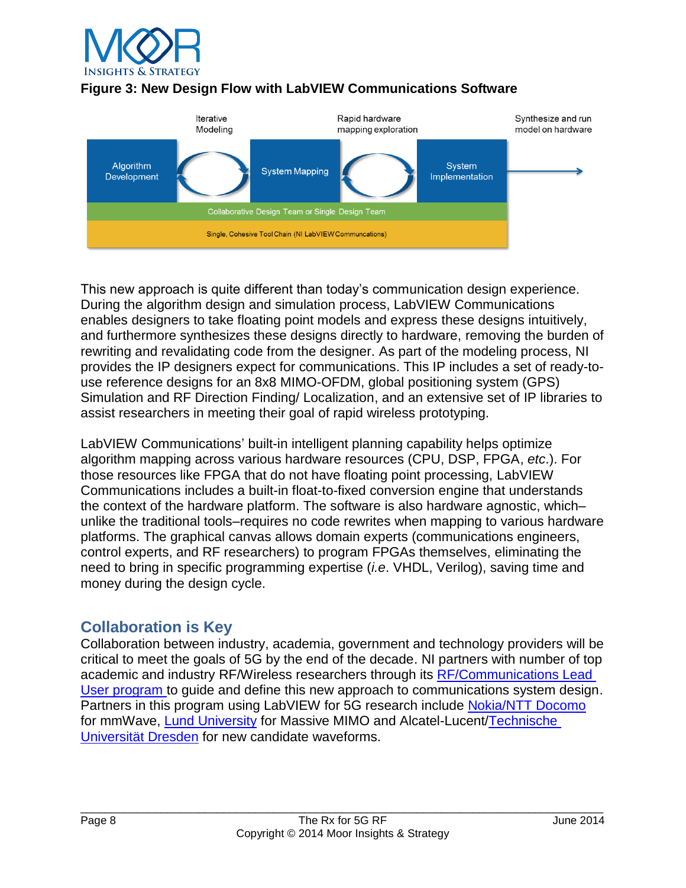**Figure 3: New Design Flow with LabVIEW Communications Software**

Iterative Modeling

Rapid hardware mapping exploration

Synthesize and run model on hardware

Algorithm Development

System Mapping

System Implementation

Collaborative Design Team or Single Design Team

Single, Cohesive Tool Chain (NI LabVIEW Communcations)

This new approach is quite different than today's communication design experience. During the algorithm design and simulation process, LabVIEW Communications enables designers to take floating point models and express these designs intuitively, and furthermore synthesizes these designs directly to hardware, removing the burden of rewriting and revalidating code from the designer. As part of the modeling process, NI provides the IP designers expect for communications. This IP includes a set of ready-to-use reference designs for an 8x8 MIMO-OFDM, global positioning system (GPS) Simulation and RF Direction Finding/ Localization, and an extensive set of IP libraries to assist researchers in meeting their goal of rapid wireless prototyping.

LabVIEW Communications' built-in intelligent planning capability helps optimize algorithm mapping across various hardware resources (CPU, DSP, FPGA, *etc*.). For those resources like FPGA that do not have floating point processing, LabVIEW Communications includes a built-in float-to-fixed conversion engine that understands the context of the hardware platform. The software is also hardware agnostic, which–unlike the traditional tools–requires no code rewrites when mapping to various hardware platforms. The graphical canvas allows domain experts (communications engineers, control experts, and RF researchers) to program FPGAs themselves, eliminating the need to bring in specific programming expertise (*i.e*. VHDL, Verilog), saving time and money during the design cycle.

## Collaboration is Key

Collaboration between industry, academia, government and technology providers will be critical to meet the goals of 5G by the end of the decade. NI partners with number of top academic and industry RF/Wireless researchers through its RF/Communications Lead User program to guide and define this new approach to communications system design. Partners in this program using LabVIEW for 5G research include Nokia/NTT Docomo for mmWave, Lund University for Massive MIMO and Alcatel-Lucent/Technische Universität Dresden for new candidate waveforms.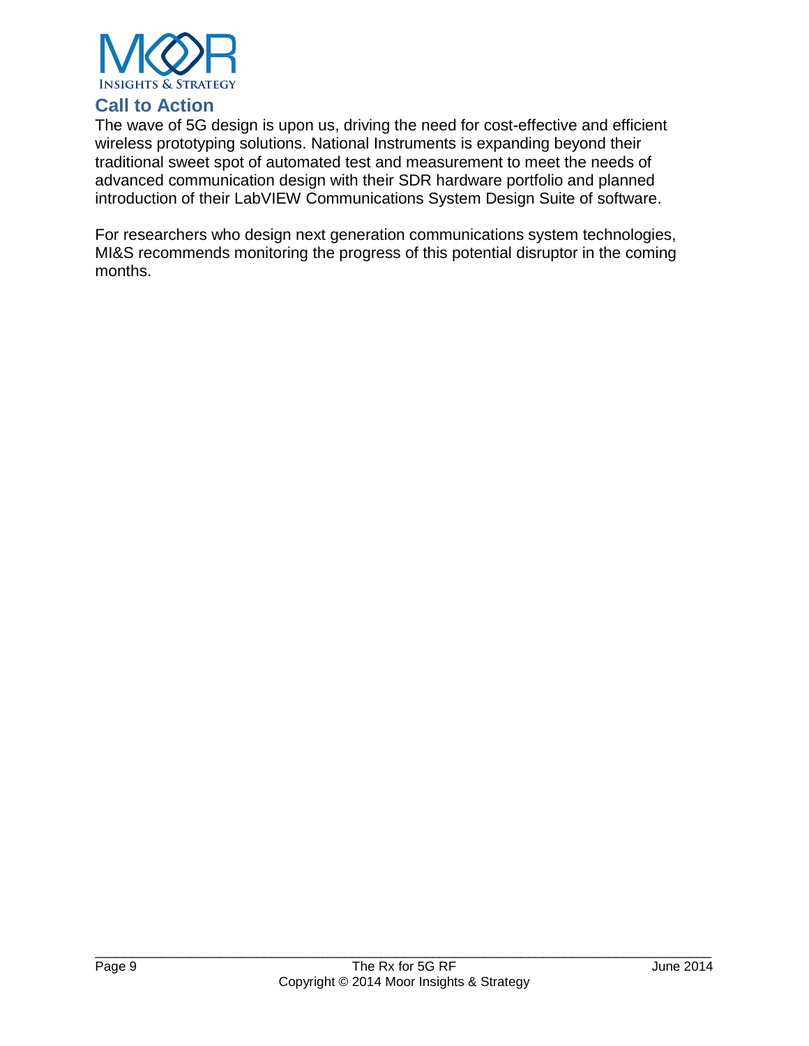## Call to Action

The wave of 5G design is upon us, driving the need for cost-effective and efficient wireless prototyping solutions. National Instruments is expanding beyond their traditional sweet spot of automated test and measurement to meet the needs of advanced communication design with their SDR hardware portfolio and planned introduction of their LabVIEW Communications System Design Suite of software.

For researchers who design next generation communications system technologies, MI&S recommends monitoring the progress of this potential disruptor in the coming months.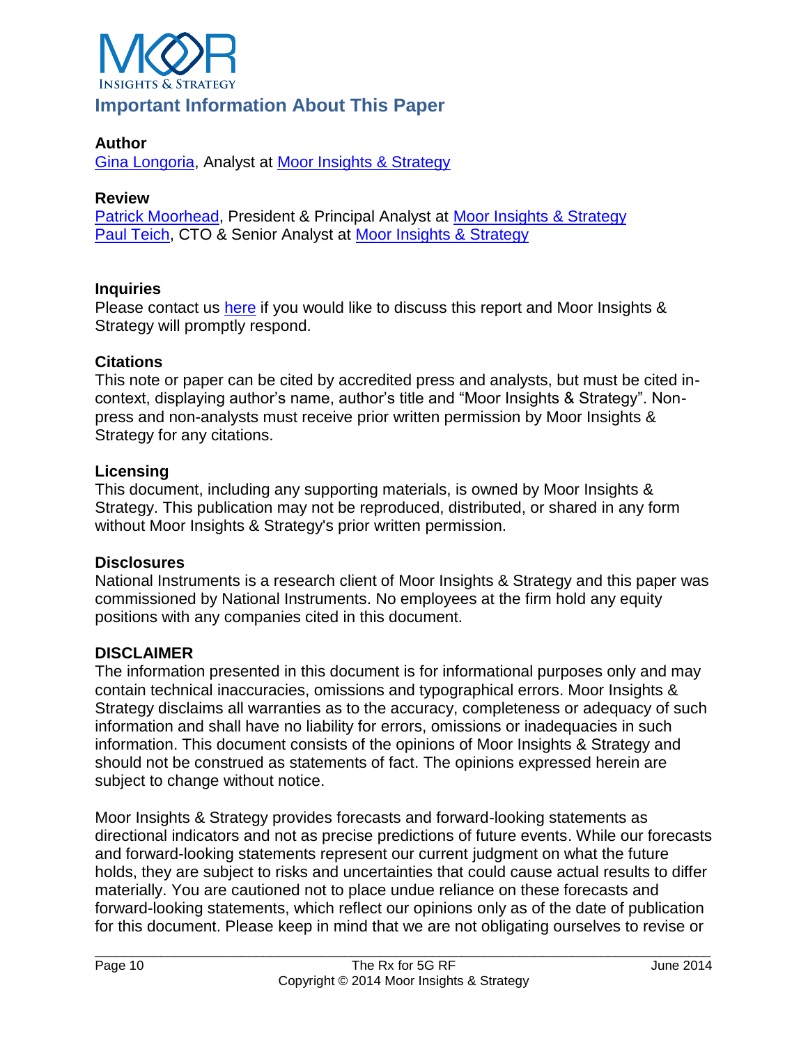# Important Information About This Paper

**Author**

Gina Longoria, Analyst at Moor Insights & Strategy

**Review**

Patrick Moorhead, President & Principal Analyst at Moor Insights & Strategy
Paul Teich, CTO & Senior Analyst at Moor Insights & Strategy

**Inquiries**

Please contact us here if you would like to discuss this report and Moor Insights & Strategy will promptly respond.

**Citations**

This note or paper can be cited by accredited press and analysts, but must be cited in-context, displaying author's name, author's title and "Moor Insights & Strategy". Non-press and non-analysts must receive prior written permission by Moor Insights & Strategy for any citations.

**Licensing**

This document, including any supporting materials, is owned by Moor Insights & Strategy. This publication may not be reproduced, distributed, or shared in any form without Moor Insights & Strategy's prior written permission.

**Disclosures**

National Instruments is a research client of Moor Insights & Strategy and this paper was commissioned by National Instruments. No employees at the firm hold any equity positions with any companies cited in this document.

**DISCLAIMER**

The information presented in this document is for informational purposes only and may contain technical inaccuracies, omissions and typographical errors. Moor Insights & Strategy disclaims all warranties as to the accuracy, completeness or adequacy of such information and shall have no liability for errors, omissions or inadequacies in such information. This document consists of the opinions of Moor Insights & Strategy and should not be construed as statements of fact. The opinions expressed herein are subject to change without notice.

Moor Insights & Strategy provides forecasts and forward-looking statements as directional indicators and not as precise predictions of future events. While our forecasts and forward-looking statements represent our current judgment on what the future holds, they are subject to risks and uncertainties that could cause actual results to differ materially. You are cautioned not to place undue reliance on these forecasts and forward-looking statements, which reflect our opinions only as of the date of publication for this document. Please keep in mind that we are not obligating ourselves to revise or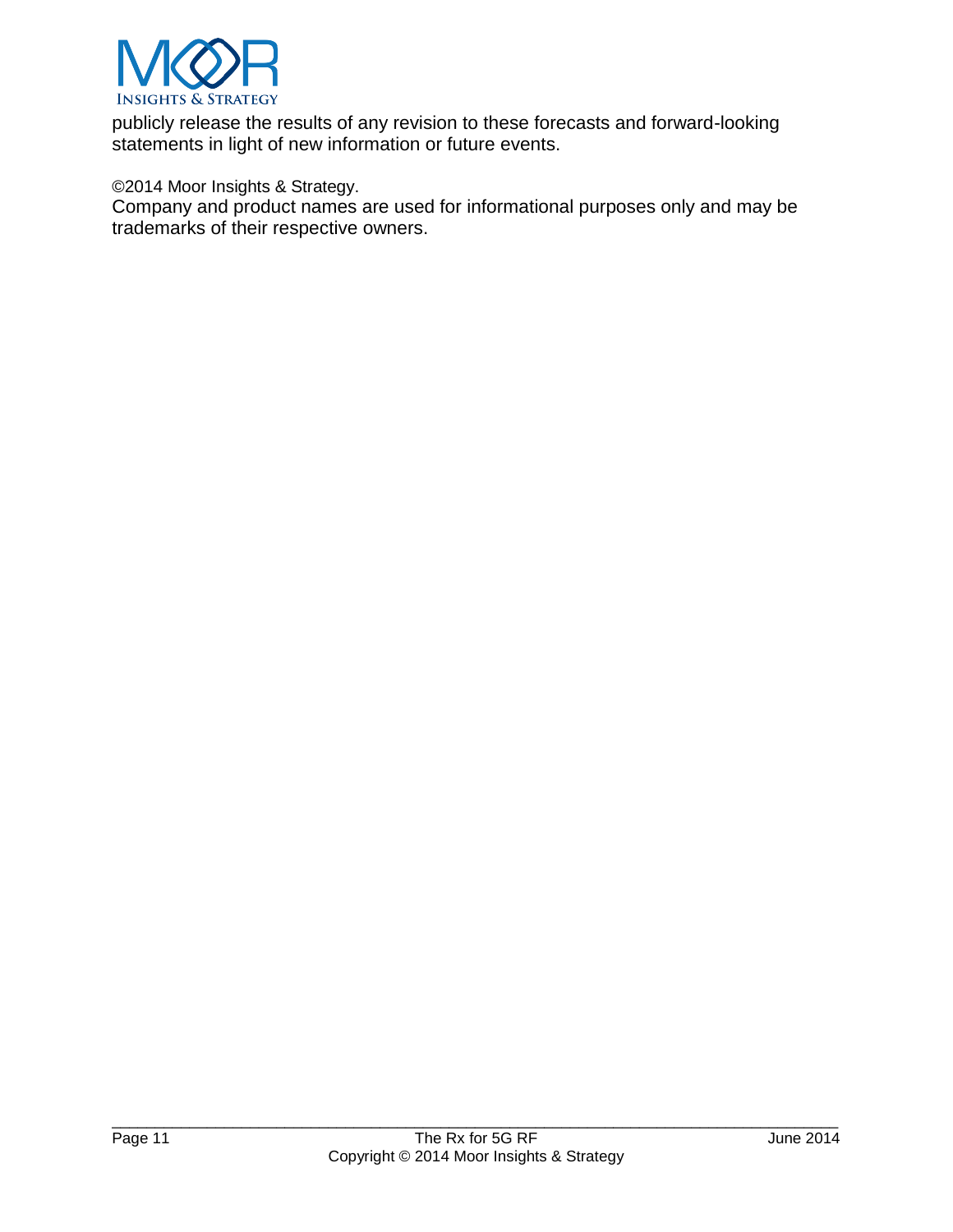publicly release the results of any revision to these forecasts and forward-looking statements in light of new information or future events.

©2014 Moor Insights & Strategy.
Company and product names are used for informational purposes only and may be trademarks of their respective owners.